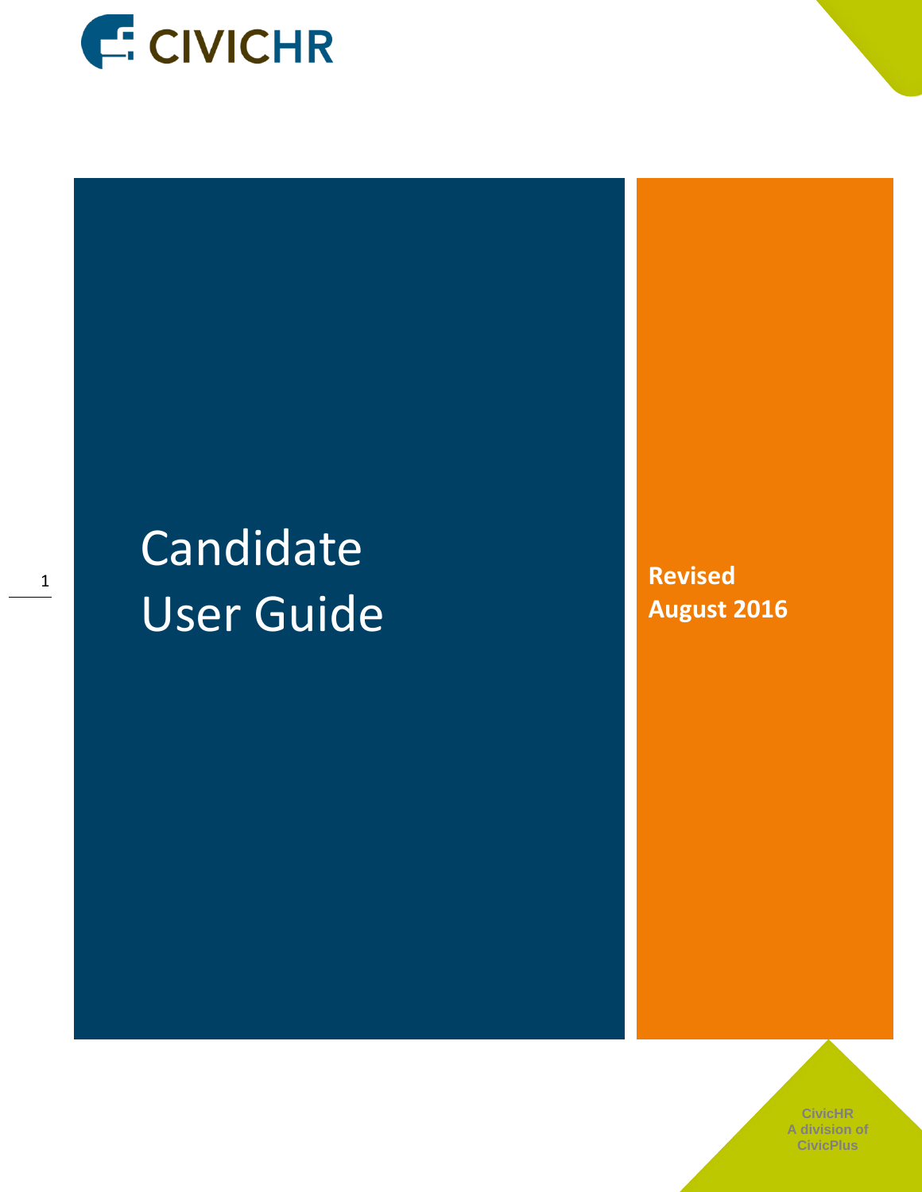CIVICHR

# Candidate User Guide

**Revised August 2016**

CivicHR
A division of
CivicPlus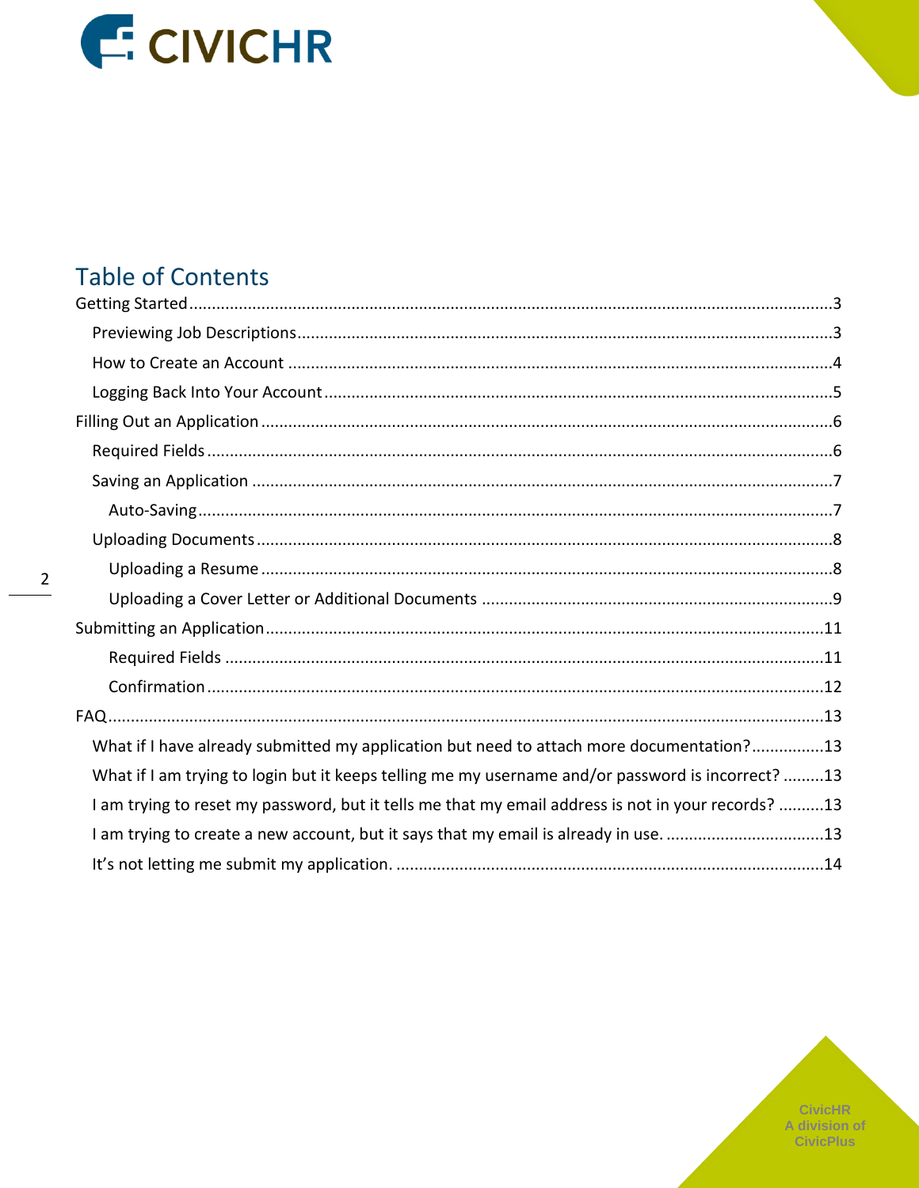# Table of Contents

- Getting Started ... 3
  - Previewing Job Descriptions ... 3
  - How to Create an Account ... 4
  - Logging Back Into Your Account ... 5
- Filling Out an Application ... 6
  - Required Fields ... 6
  - Saving an Application ... 7
    - Auto-Saving ... 7
  - Uploading Documents ... 8
    - Uploading a Resume ... 8
    - Uploading a Cover Letter or Additional Documents ... 9
- Submitting an Application ... 11
    - Required Fields ... 11
    - Confirmation ... 12
- FAQ ... 13
  - What if I have already submitted my application but need to attach more documentation? ... 13
  - What if I am trying to login but it keeps telling me my username and/or password is incorrect? ... 13
  - I am trying to reset my password, but it tells me that my email address is not in your records? ... 13
  - I am trying to create a new account, but it says that my email is already in use. ... 13
  - It's not letting me submit my application. ... 14

CivicHR
A division of
CivicPlus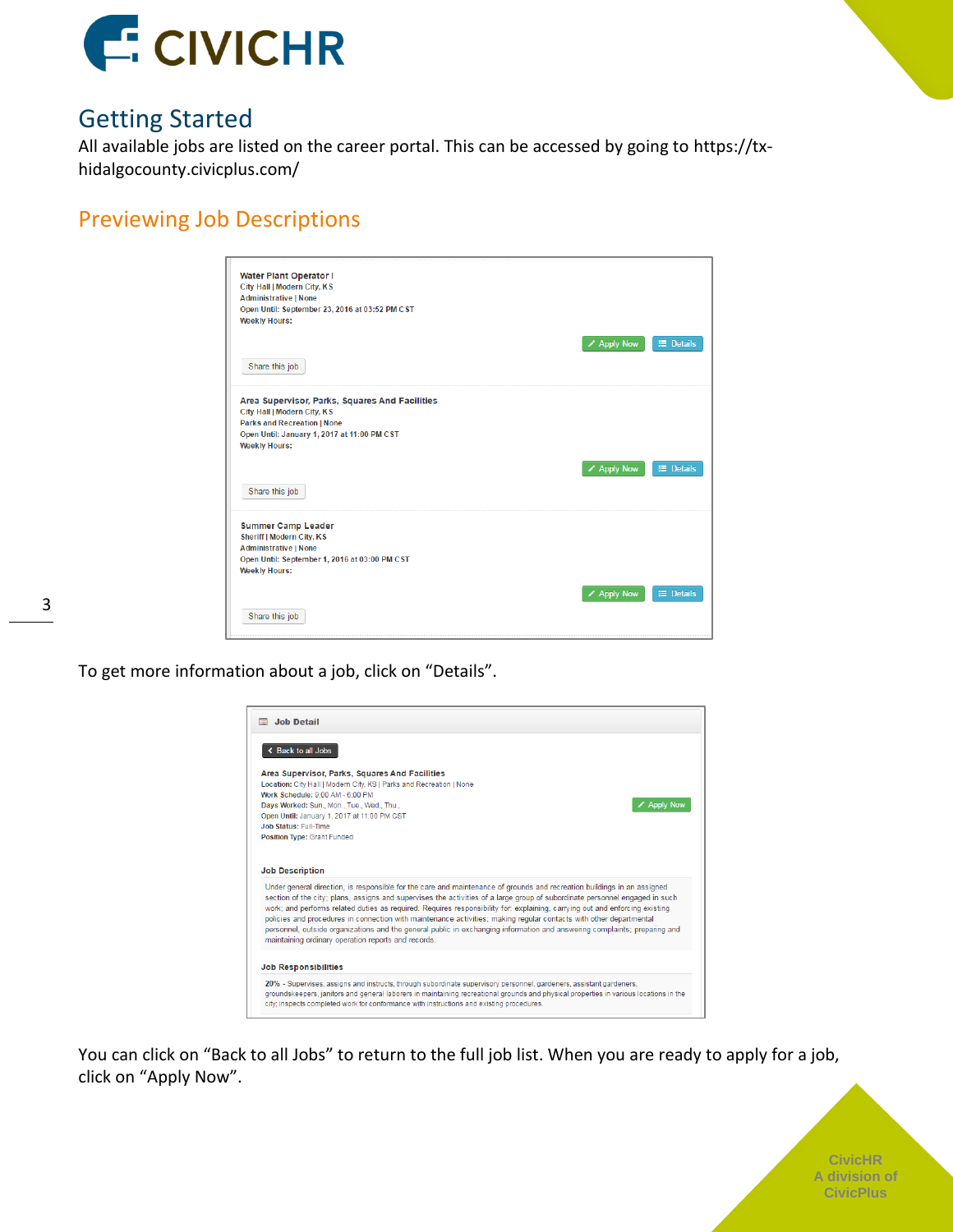## Getting Started

All available jobs are listed on the career portal. This can be accessed by going to https://tx-hidalgocounty.civicplus.com/

## Previewing Job Descriptions

To get more information about a job, click on "Details".

You can click on "Back to all Jobs" to return to the full job list. When you are ready to apply for a job, click on "Apply Now".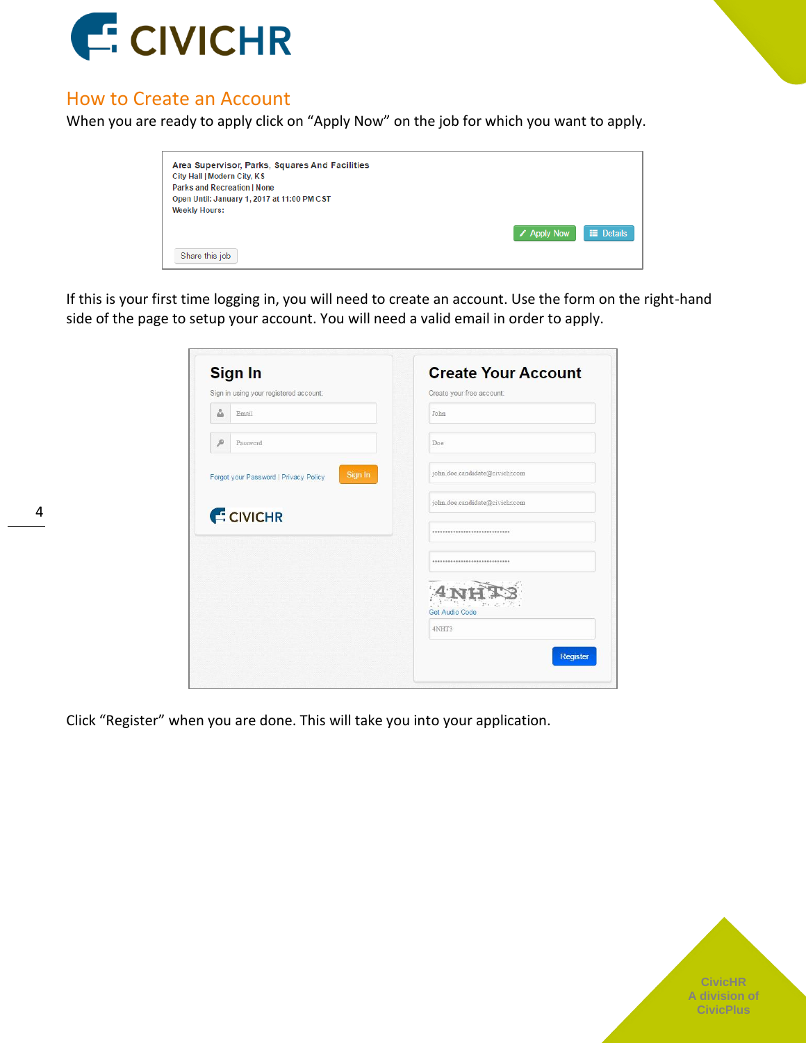## How to Create an Account

When you are ready to apply click on "Apply Now" on the job for which you want to apply.

If this is your first time logging in, you will need to create an account. Use the form on the right-hand side of the page to setup your account. You will need a valid email in order to apply.

Click "Register" when you are done. This will take you into your application.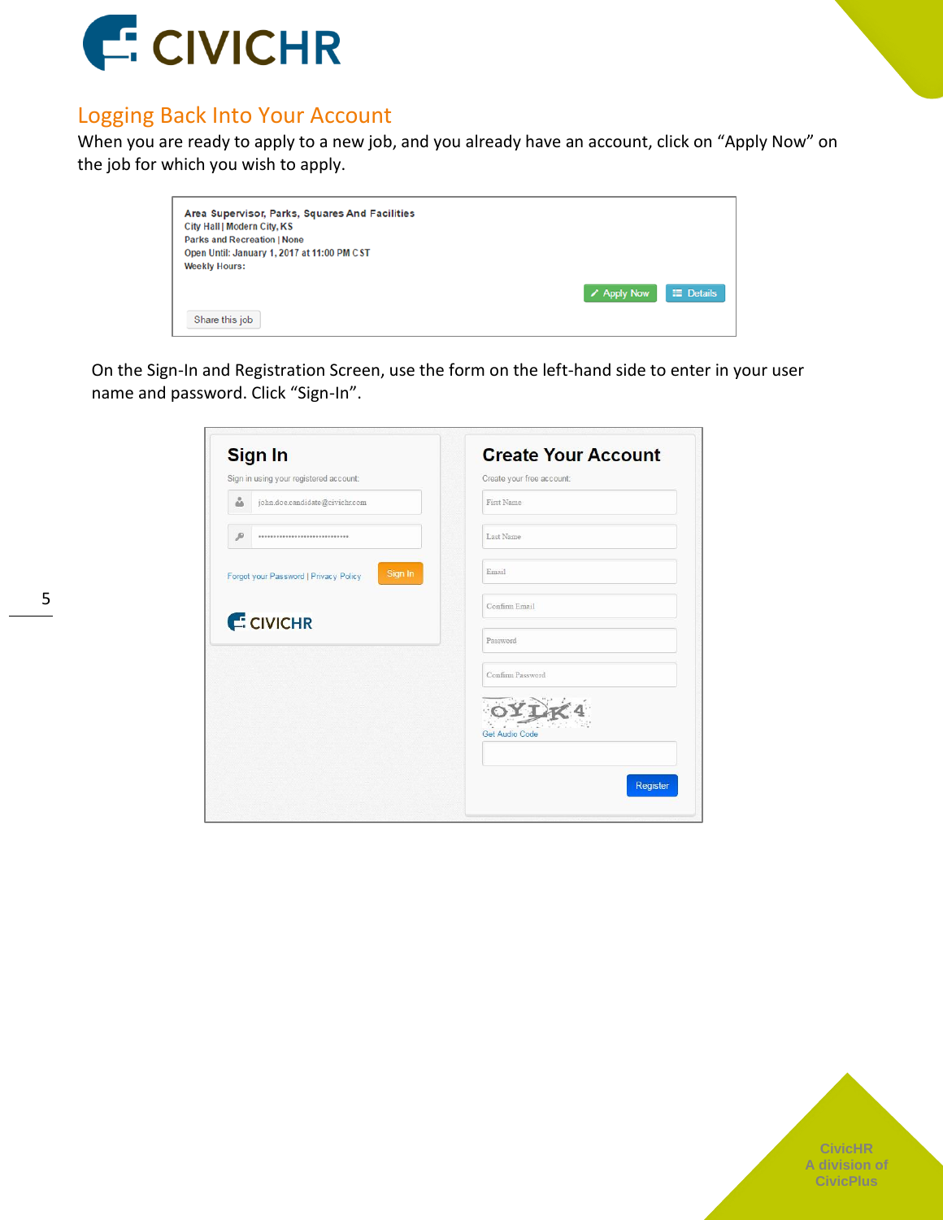## Logging Back Into Your Account

When you are ready to apply to a new job, and you already have an account, click on "Apply Now" on the job for which you wish to apply.

On the Sign-In and Registration Screen, use the form on the left-hand side to enter in your user name and password. Click "Sign-In".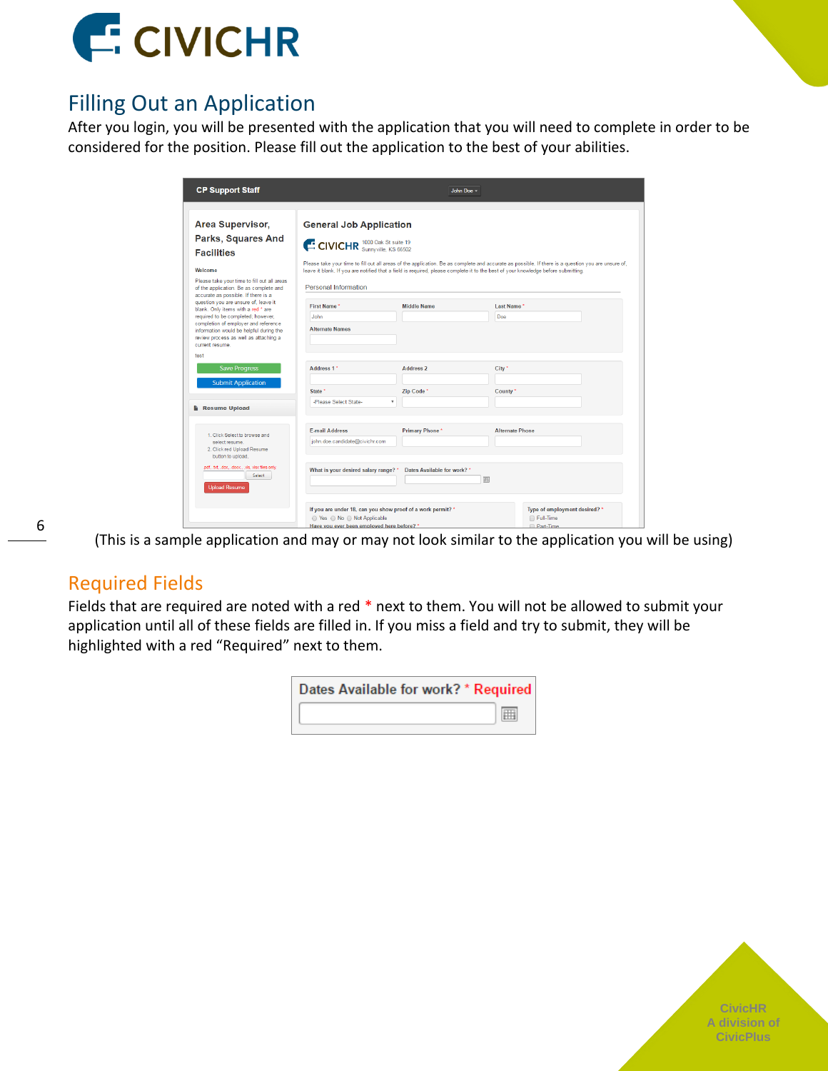## Filling Out an Application

After you login, you will be presented with the application that you will need to complete in order to be considered for the position. Please fill out the application to the best of your abilities.

(This is a sample application and may or may not look similar to the application you will be using)

## Required Fields

Fields that are required are noted with a red * next to them. You will not be allowed to submit your application until all of these fields are filled in. If you miss a field and try to submit, they will be highlighted with a red "Required" next to them.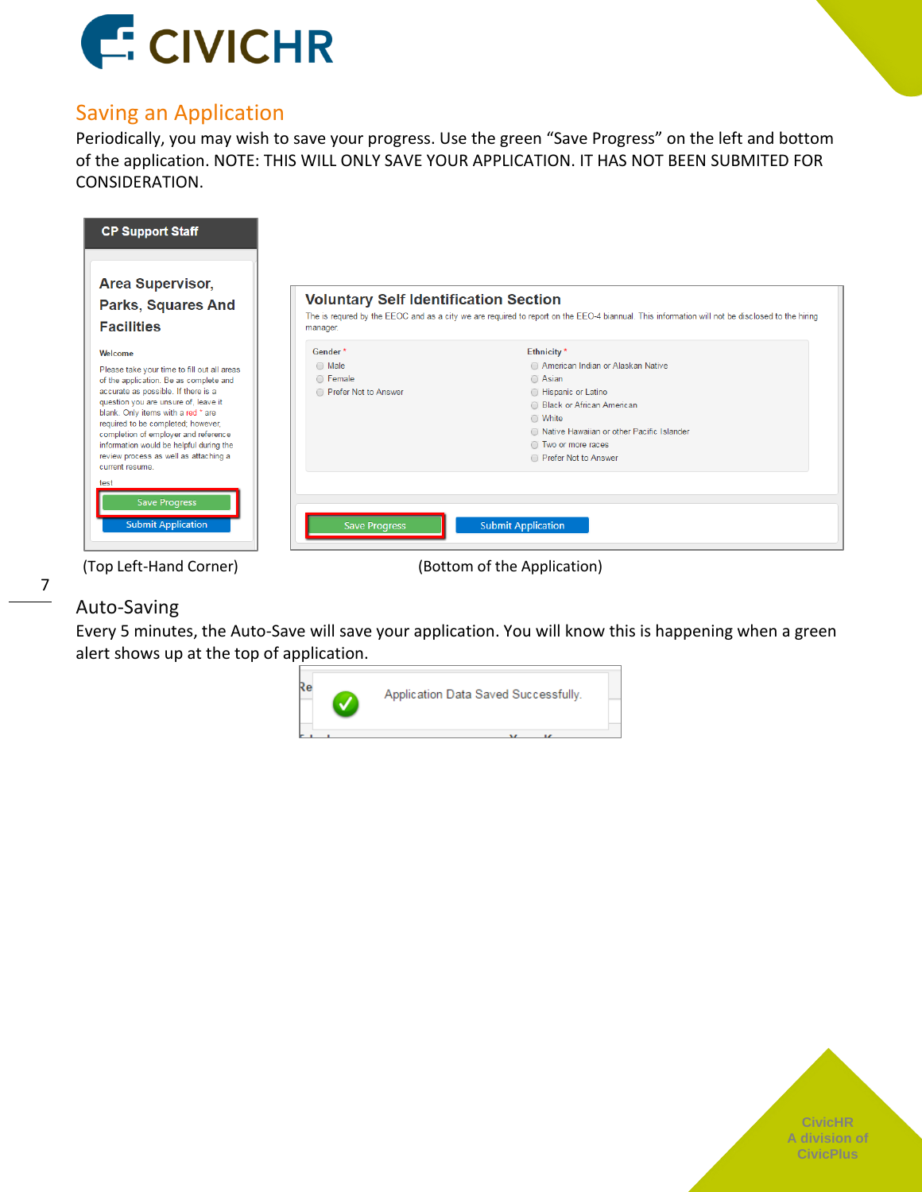## Saving an Application

Periodically, you may wish to save your progress. Use the green "Save Progress" on the left and bottom of the application. NOTE: THIS WILL ONLY SAVE YOUR APPLICATION. IT HAS NOT BEEN SUBMITED FOR CONSIDERATION.

(Top Left-Hand Corner) (Bottom of the Application)

## Auto-Saving

Every 5 minutes, the Auto-Save will save your application. You will know this is happening when a green alert shows up at the top of application.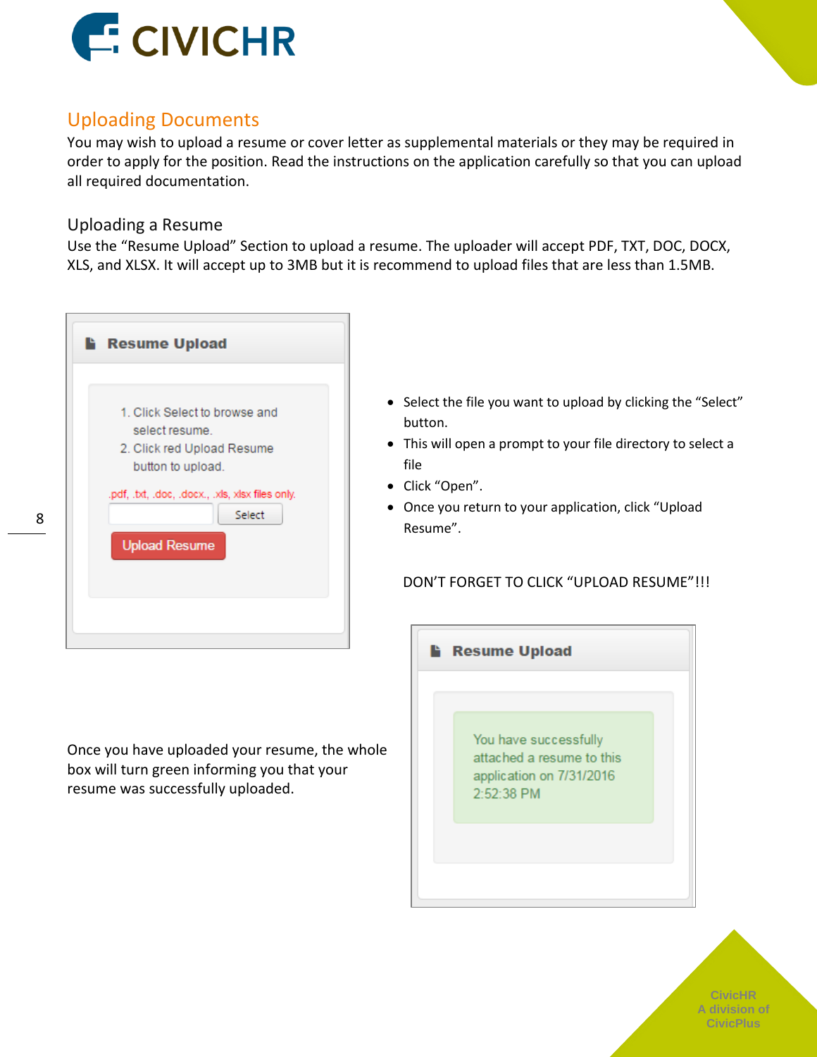## Uploading Documents

You may wish to upload a resume or cover letter as supplemental materials or they may be required in order to apply for the position. Read the instructions on the application carefully so that you can upload all required documentation.

### Uploading a Resume

Use the "Resume Upload" Section to upload a resume. The uploader will accept PDF, TXT, DOC, DOCX, XLS, and XLSX. It will accept up to 3MB but it is recommend to upload files that are less than 1.5MB.

- Select the file you want to upload by clicking the "Select" button.
- This will open a prompt to your file directory to select a file
- Click "Open".
- Once you return to your application, click "Upload Resume".

DON'T FORGET TO CLICK "UPLOAD RESUME"!!!

Once you have uploaded your resume, the whole box will turn green informing you that your resume was successfully uploaded.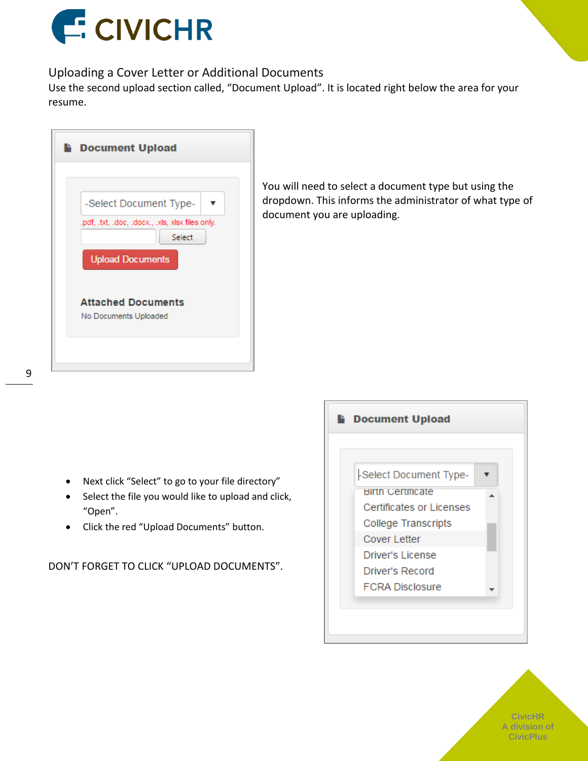## Uploading a Cover Letter or Additional Documents

Use the second upload section called, “Document Upload”. It is located right below the area for your resume.

You will need to select a document type but using the dropdown. This informs the administrator of what type of document you are uploading.

- Next click “Select” to go to your file directory”
- Select the file you would like to upload and click, “Open”.
- Click the red “Upload Documents” button.

DON’T FORGET TO CLICK “UPLOAD DOCUMENTS”.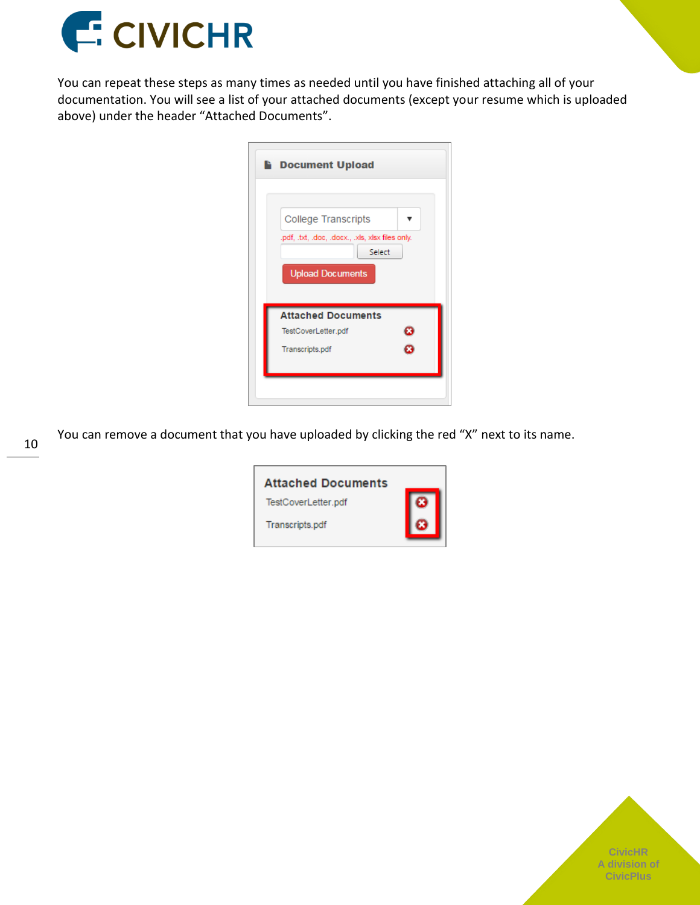You can repeat these steps as many times as needed until you have finished attaching all of your documentation. You will see a list of your attached documents (except your resume which is uploaded above) under the header "Attached Documents".

You can remove a document that you have uploaded by clicking the red "X" next to its name.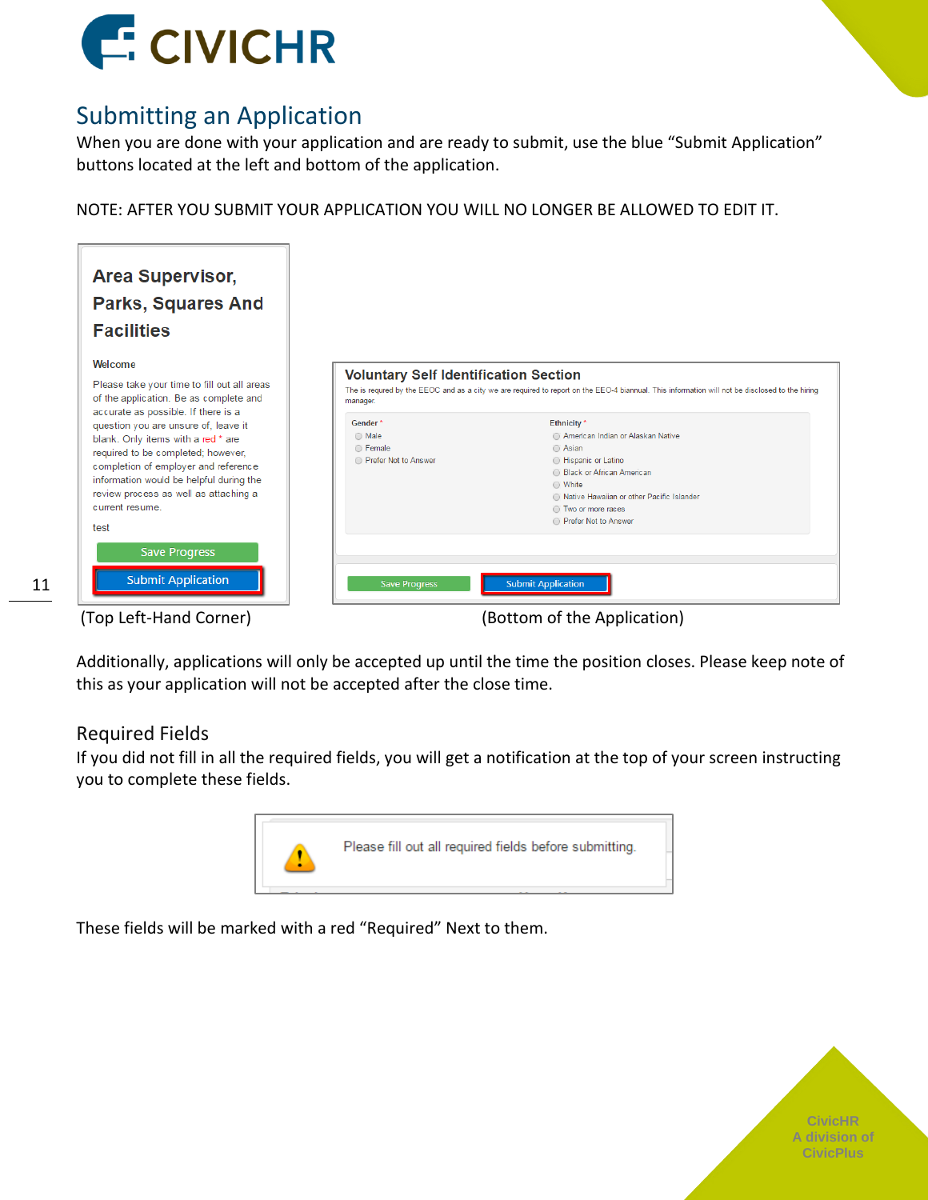## Submitting an Application

When you are done with your application and are ready to submit, use the blue "Submit Application" buttons located at the left and bottom of the application.

NOTE: AFTER YOU SUBMIT YOUR APPLICATION YOU WILL NO LONGER BE ALLOWED TO EDIT IT.

(Top Left-Hand Corner)

(Bottom of the Application)

Additionally, applications will only be accepted up until the time the position closes. Please keep note of this as your application will not be accepted after the close time.

### Required Fields

If you did not fill in all the required fields, you will get a notification at the top of your screen instructing you to complete these fields.

These fields will be marked with a red "Required" Next to them.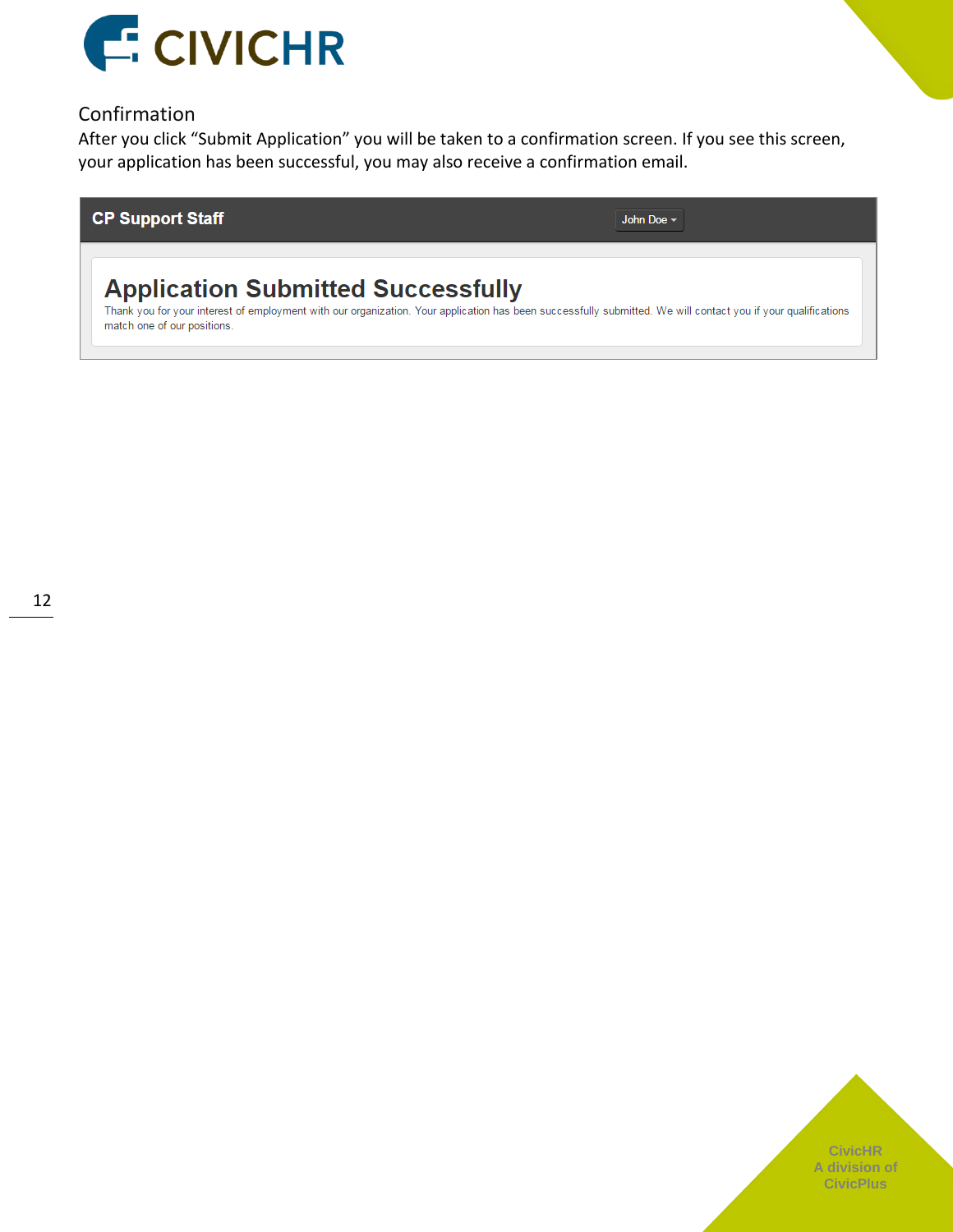## Confirmation

After you click "Submit Application" you will be taken to a confirmation screen. If you see this screen, your application has been successful, you may also receive a confirmation email.

CP Support Staff

John Doe

# Application Submitted Successfully

Thank you for your interest of employment with our organization. Your application has been successfully submitted. We will contact you if your qualifications match one of our positions.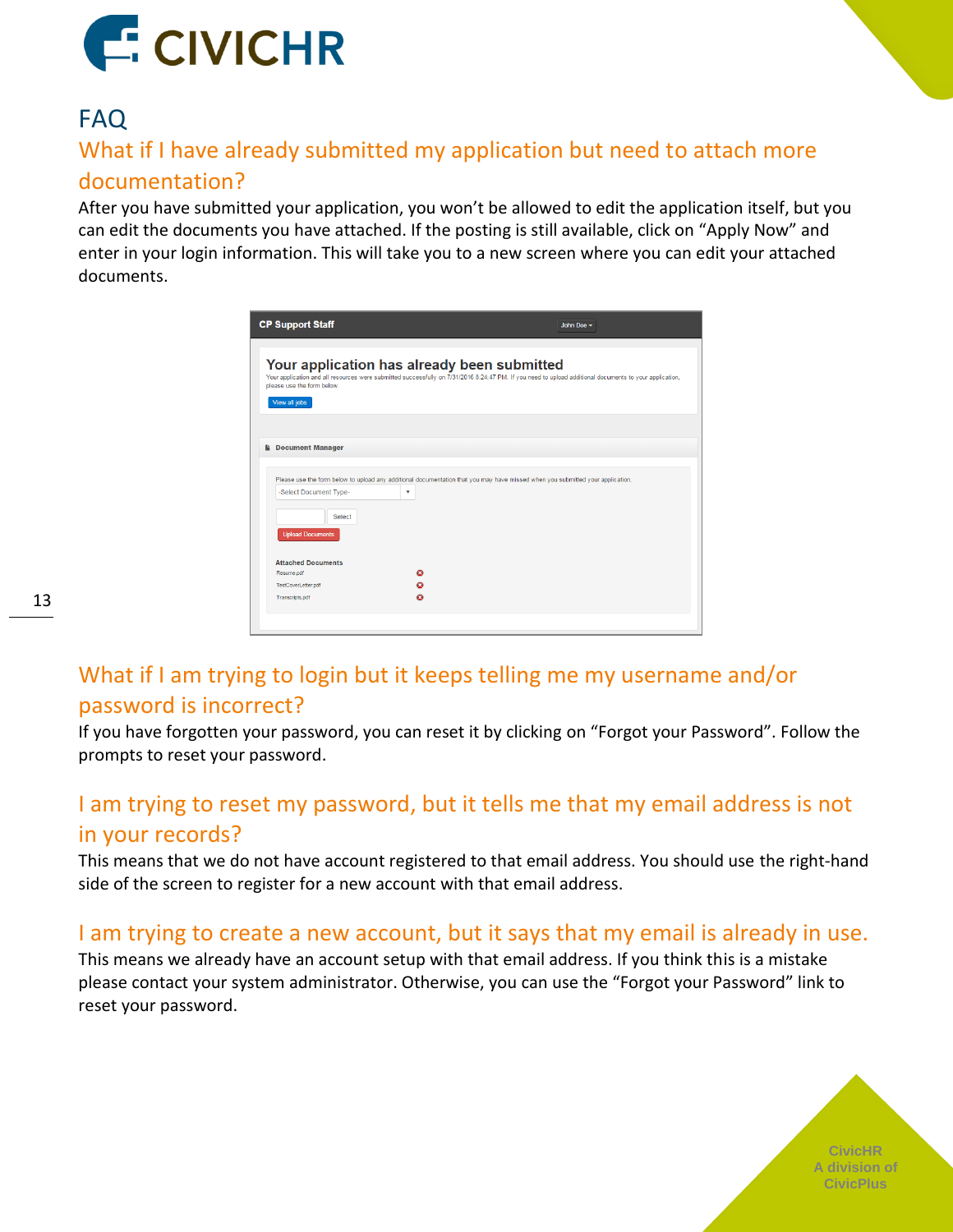# FAQ

## What if I have already submitted my application but need to attach more documentation?

After you have submitted your application, you won't be allowed to edit the application itself, but you can edit the documents you have attached. If the posting is still available, click on "Apply Now" and enter in your login information. This will take you to a new screen where you can edit your attached documents.

## What if I am trying to login but it keeps telling me my username and/or password is incorrect?

If you have forgotten your password, you can reset it by clicking on "Forgot your Password". Follow the prompts to reset your password.

## I am trying to reset my password, but it tells me that my email address is not in your records?

This means that we do not have account registered to that email address. You should use the right-hand side of the screen to register for a new account with that email address.

## I am trying to create a new account, but it says that my email is already in use.

This means we already have an account setup with that email address. If you think this is a mistake please contact your system administrator. Otherwise, you can use the "Forgot your Password" link to reset your password.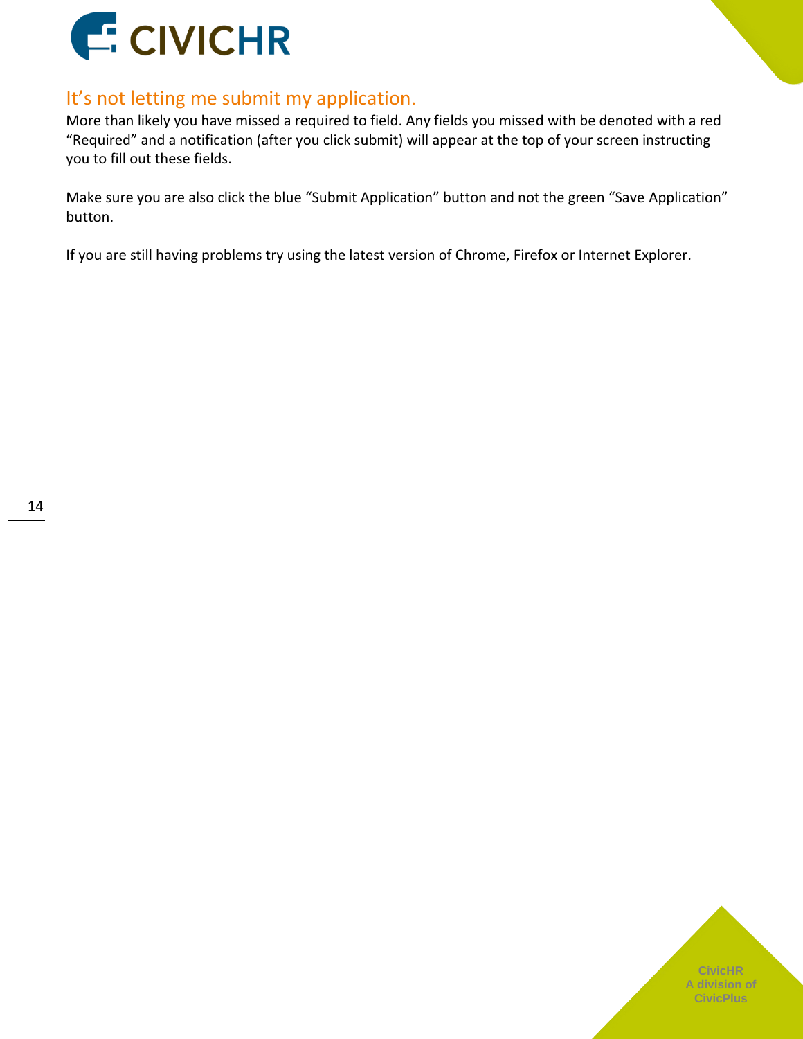## It's not letting me submit my application.

More than likely you have missed a required to field. Any fields you missed with be denoted with a red "Required" and a notification (after you click submit) will appear at the top of your screen instructing you to fill out these fields.

Make sure you are also click the blue "Submit Application" button and not the green "Save Application" button.

If you are still having problems try using the latest version of Chrome, Firefox or Internet Explorer.